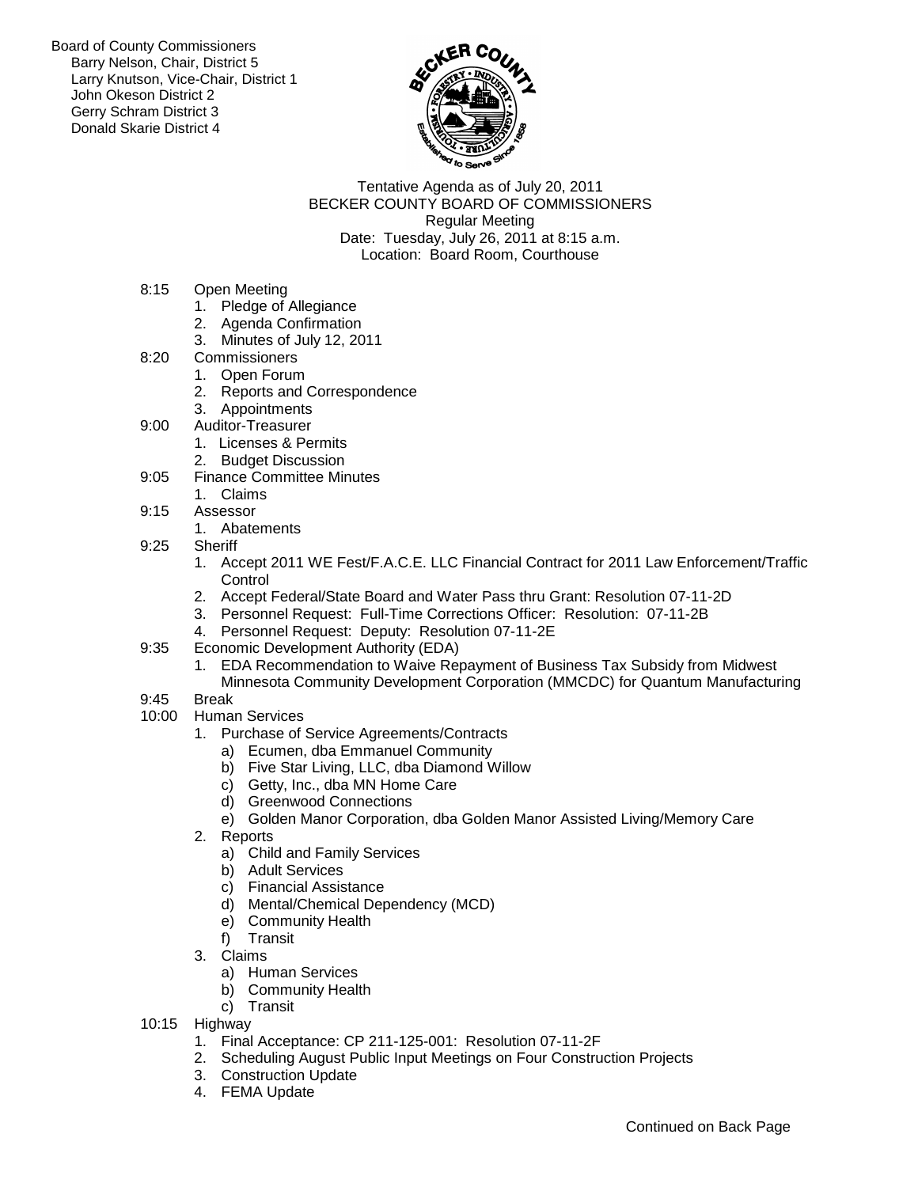Board of County Commissioners
Barry Nelson, Chair, District 5
Larry Knutson, Vice-Chair, District 1
John Okeson District 2
Gerry Schram District 3
Donald Skarie District 4

Tentative Agenda as of July 20, 2011
BECKER COUNTY BOARD OF COMMISSIONERS
Regular Meeting
Date: Tuesday, July 26, 2011 at 8:15 a.m.
Location: Board Room, Courthouse

- 8:15 Open Meeting
  1. Pledge of Allegiance
  2. Agenda Confirmation
  3. Minutes of July 12, 2011
- 8:20 Commissioners
  1. Open Forum
  2. Reports and Correspondence
  3. Appointments
- 9:00 Auditor-Treasurer
  1. Licenses & Permits
  2. Budget Discussion
- 9:05 Finance Committee Minutes
  1. Claims
- 9:15 Assessor
  1. Abatements
- 9:25 Sheriff
  1. Accept 2011 WE Fest/F.A.C.E. LLC Financial Contract for 2011 Law Enforcement/Traffic Control
  2. Accept Federal/State Board and Water Pass thru Grant: Resolution 07-11-2D
  3. Personnel Request: Full-Time Corrections Officer: Resolution: 07-11-2B
  4. Personnel Request: Deputy: Resolution 07-11-2E
- 9:35 Economic Development Authority (EDA)
  1. EDA Recommendation to Waive Repayment of Business Tax Subsidy from Midwest Minnesota Community Development Corporation (MMCDC) for Quantum Manufacturing
- 9:45 Break
- 10:00 Human Services
  1. Purchase of Service Agreements/Contracts
     a) Ecumen, dba Emmanuel Community
     b) Five Star Living, LLC, dba Diamond Willow
     c) Getty, Inc., dba MN Home Care
     d) Greenwood Connections
     e) Golden Manor Corporation, dba Golden Manor Assisted Living/Memory Care
  2. Reports
     a) Child and Family Services
     b) Adult Services
     c) Financial Assistance
     d) Mental/Chemical Dependency (MCD)
     e) Community Health
     f) Transit
  3. Claims
     a) Human Services
     b) Community Health
     c) Transit
- 10:15 Highway
  1. Final Acceptance: CP 211-125-001: Resolution 07-11-2F
  2. Scheduling August Public Input Meetings on Four Construction Projects
  3. Construction Update
  4. FEMA Update

Continued on Back Page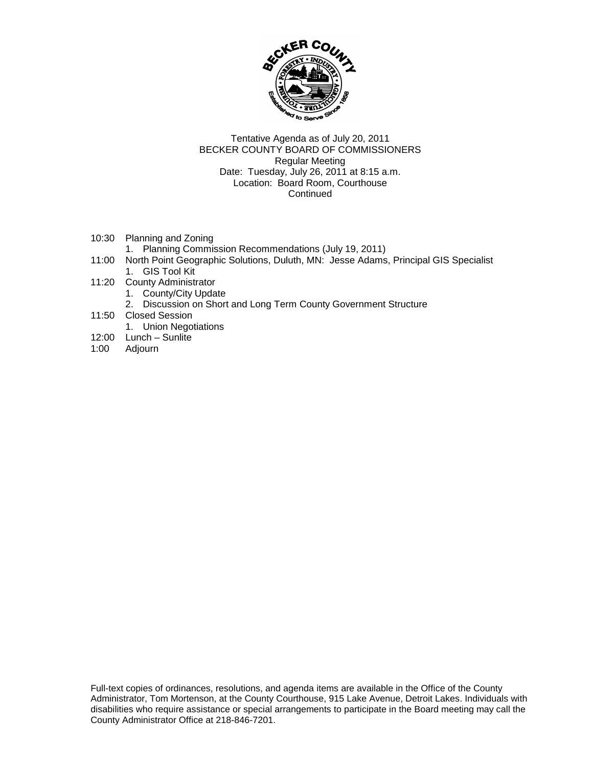Tentative Agenda as of July 20, 2011
BECKER COUNTY BOARD OF COMMISSIONERS
Regular Meeting
Date: Tuesday, July 26, 2011 at 8:15 a.m.
Location: Board Room, Courthouse
Continued

- 10:30 Planning and Zoning
  1. Planning Commission Recommendations (July 19, 2011)
- 11:00 North Point Geographic Solutions, Duluth, MN: Jesse Adams, Principal GIS Specialist
  1. GIS Tool Kit
- 11:20 County Administrator
  1. County/City Update
  2. Discussion on Short and Long Term County Government Structure
- 11:50 Closed Session
  1. Union Negotiations
- 12:00 Lunch – Sunlite
- 1:00 Adjourn

Full-text copies of ordinances, resolutions, and agenda items are available in the Office of the County Administrator, Tom Mortenson, at the County Courthouse, 915 Lake Avenue, Detroit Lakes. Individuals with disabilities who require assistance or special arrangements to participate in the Board meeting may call the County Administrator Office at 218-846-7201.